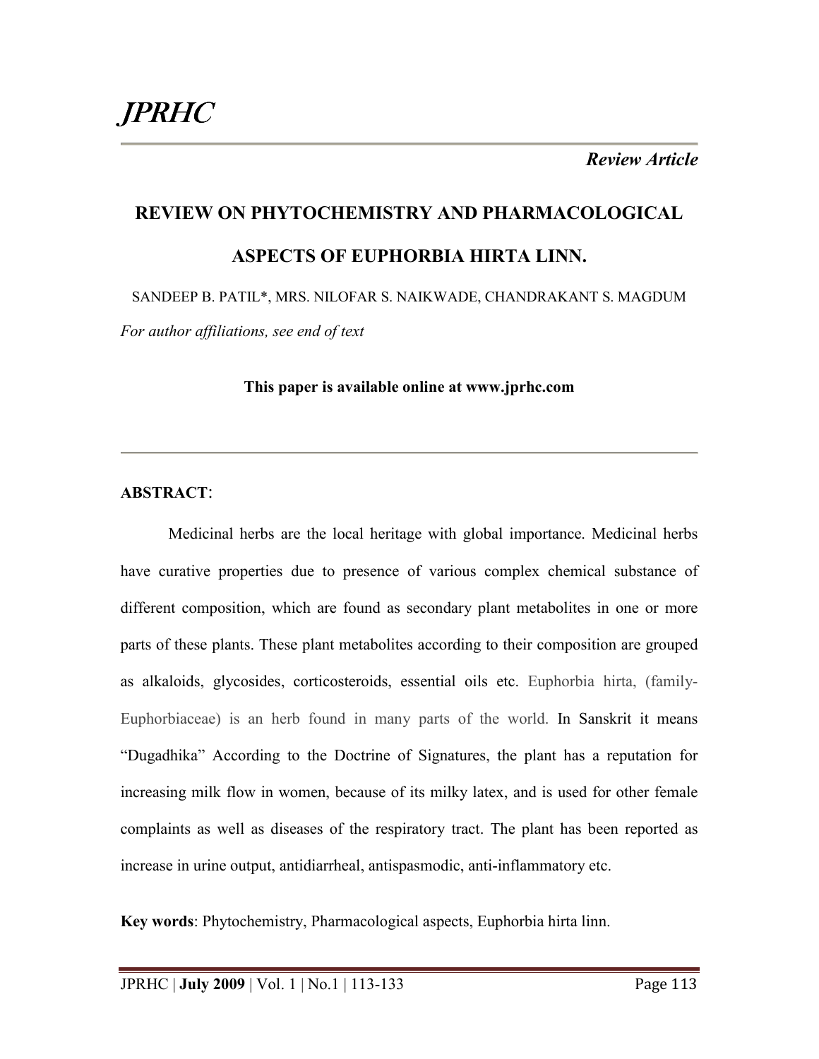# JPRHC

*Review Article*

## REVIEW ON PHYTOCHEMISTRY AND PHARMACOLOGICAL ASPECTS OF EUPHORBIA HIRTA LINN.

SANDEEP B. PATIL*, MRS. NILOFAR S. NAIKWADE, CHANDRAKANT S. MAGDUM

*For author affiliations, see end of text*

**This paper is available online at www.jprhc.com**

---

**ABSTRACT**:

Medicinal herbs are the local heritage with global importance. Medicinal herbs have curative properties due to presence of various complex chemical substance of different composition, which are found as secondary plant metabolites in one or more parts of these plants. These plant metabolites according to their composition are grouped as alkaloids, glycosides, corticosteroids, essential oils etc. Euphorbia hirta, (family-Euphorbiaceae) is an herb found in many parts of the world. In Sanskrit it means "Dugadhika" According to the Doctrine of Signatures, the plant has a reputation for increasing milk flow in women, because of its milky latex, and is used for other female complaints as well as diseases of the respiratory tract. The plant has been reported as increase in urine output, antidiarrheal, antispasmodic, anti-inflammatory etc.

**Key words**: Phytochemistry, Pharmacological aspects, Euphorbia hirta linn.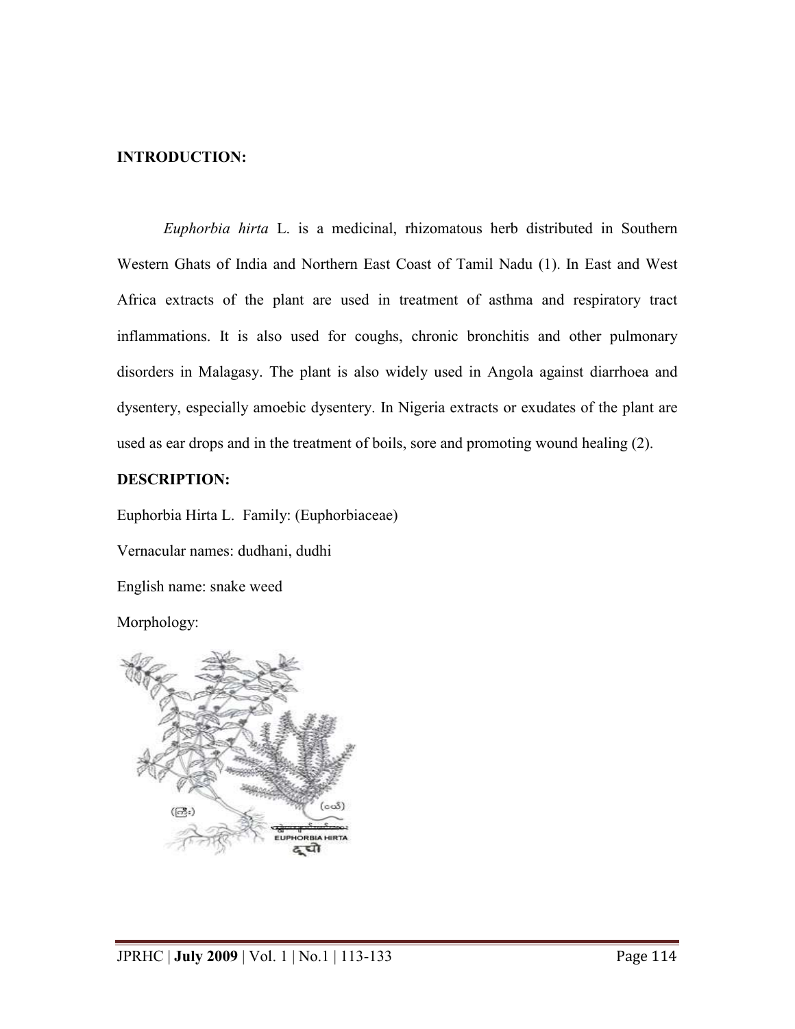**INTRODUCTION:**

*Euphorbia hirta* L. is a medicinal, rhizomatous herb distributed in Southern Western Ghats of India and Northern East Coast of Tamil Nadu (1). In East and West Africa extracts of the plant are used in treatment of asthma and respiratory tract inflammations. It is also used for coughs, chronic bronchitis and other pulmonary disorders in Malagasy. The plant is also widely used in Angola against diarrhoea and dysentery, especially amoebic dysentery. In Nigeria extracts or exudates of the plant are used as ear drops and in the treatment of boils, sore and promoting wound healing (2).

**DESCRIPTION:**

Euphorbia Hirta L. Family: (Euphorbiaceae)

Vernacular names: dudhani, dudhi

English name: snake weed

Morphology: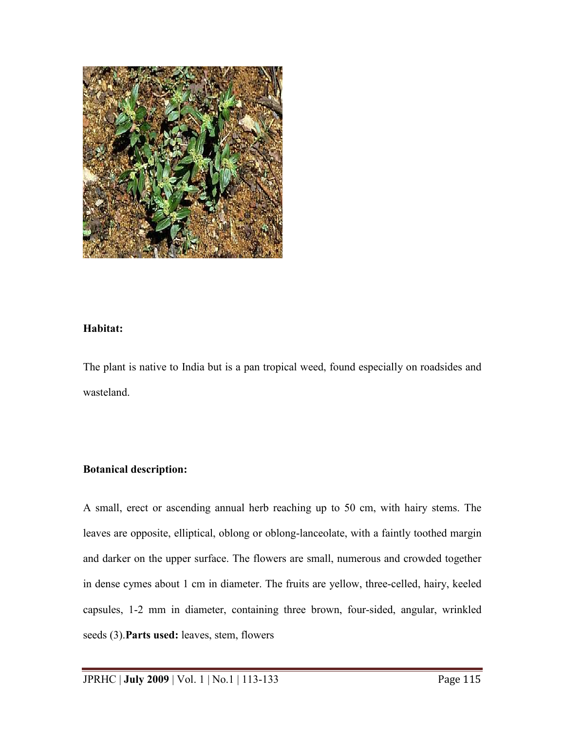**Habitat:**

The plant is native to India but is a pan tropical weed, found especially on roadsides and wasteland.

**Botanical description:**

A small, erect or ascending annual herb reaching up to 50 cm, with hairy stems. The leaves are opposite, elliptical, oblong or oblong-lanceolate, with a faintly toothed margin and darker on the upper surface. The flowers are small, numerous and crowded together in dense cymes about 1 cm in diameter. The fruits are yellow, three-celled, hairy, keeled capsules, 1-2 mm in diameter, containing three brown, four-sided, angular, wrinkled seeds (3).**Parts used:** leaves, stem, flowers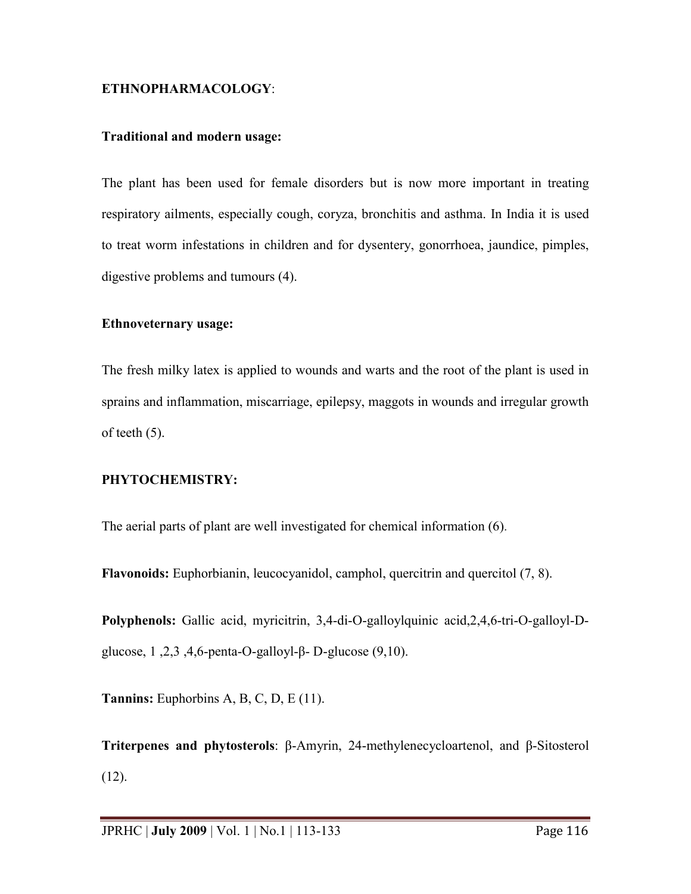## ETHNOPHARMACOLOGY:

### Traditional and modern usage:

The plant has been used for female disorders but is now more important in treating respiratory ailments, especially cough, coryza, bronchitis and asthma. In India it is used to treat worm infestations in children and for dysentery, gonorrhoea, jaundice, pimples, digestive problems and tumours (4).

### Ethnoveternary usage:

The fresh milky latex is applied to wounds and warts and the root of the plant is used in sprains and inflammation, miscarriage, epilepsy, maggots in wounds and irregular growth of teeth (5).

## PHYTOCHEMISTRY:

The aerial parts of plant are well investigated for chemical information (6).

**Flavonoids:** Euphorbianin, leucocyanidol, camphol, quercitrin and quercitol (7, 8).

**Polyphenols:** Gallic acid, myricitrin, 3,4-di-O-galloylquinic acid,2,4,6-tri-O-galloyl-D-glucose, 1 ,2,3 ,4,6-penta-O-galloyl-β- D-glucose (9,10).

**Tannins:** Euphorbins A, B, C, D, E (11).

**Triterpenes and phytosterols**: β-Amyrin, 24-methylenecycloartenol, and β-Sitosterol (12).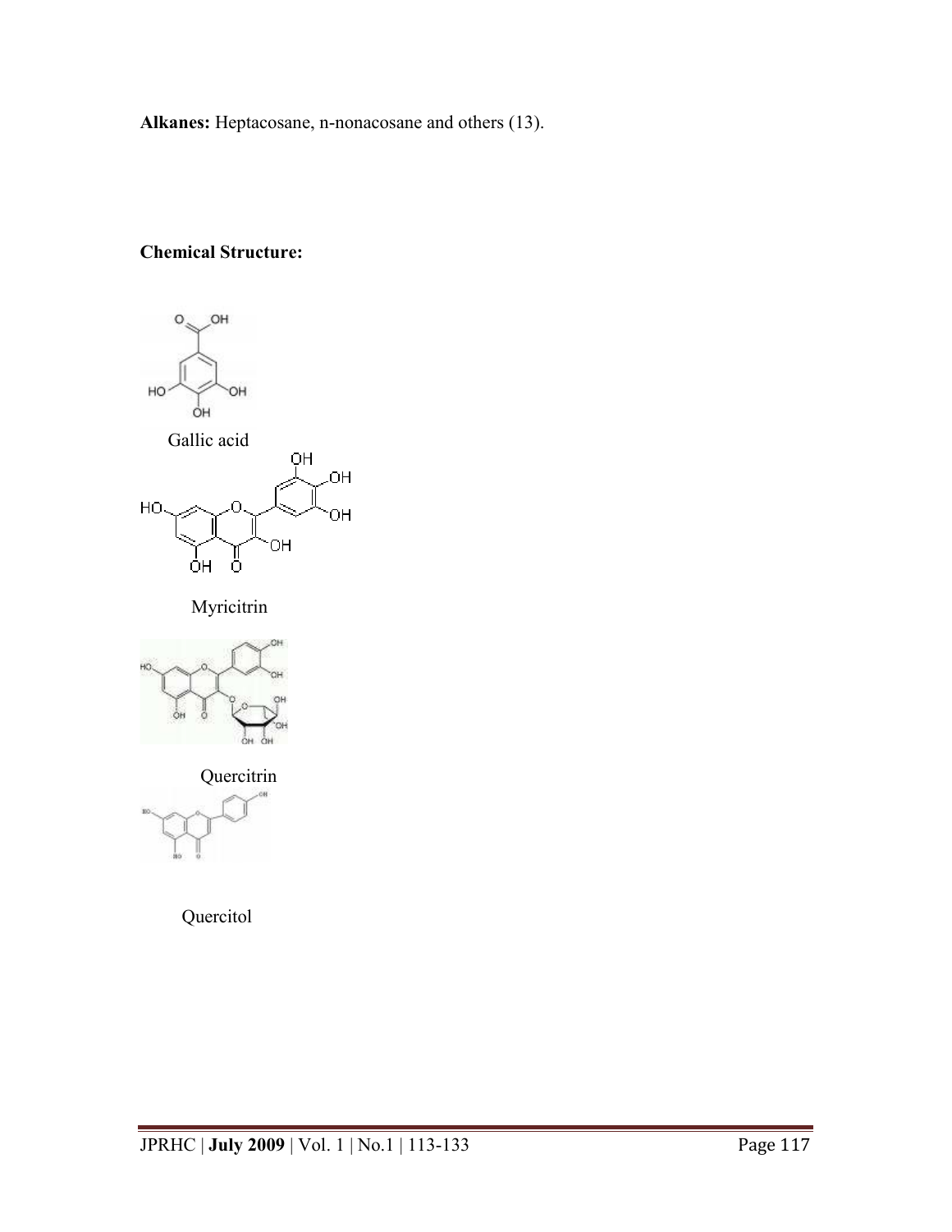**Alkanes:** Heptacosane, n-nonacosane and others (13).

**Chemical Structure:**

Gallic acid

Myricitrin

Quercitrin

Quercitol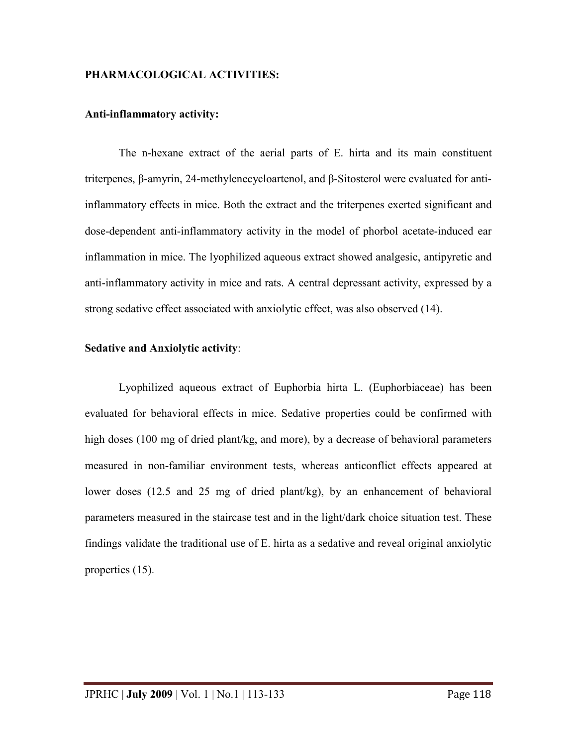**PHARMACOLOGICAL ACTIVITIES:**

**Anti-inflammatory activity:**

The n-hexane extract of the aerial parts of E. hirta and its main constituent triterpenes, β-amyrin, 24-methylenecycloartenol, and β-Sitosterol were evaluated for anti-inflammatory effects in mice. Both the extract and the triterpenes exerted significant and dose-dependent anti-inflammatory activity in the model of phorbol acetate-induced ear inflammation in mice. The lyophilized aqueous extract showed analgesic, antipyretic and anti-inflammatory activity in mice and rats. A central depressant activity, expressed by a strong sedative effect associated with anxiolytic effect, was also observed (14).

**Sedative and Anxiolytic activity**:

Lyophilized aqueous extract of Euphorbia hirta L. (Euphorbiaceae) has been evaluated for behavioral effects in mice. Sedative properties could be confirmed with high doses (100 mg of dried plant/kg, and more), by a decrease of behavioral parameters measured in non-familiar environment tests, whereas anticonflict effects appeared at lower doses (12.5 and 25 mg of dried plant/kg), by an enhancement of behavioral parameters measured in the staircase test and in the light/dark choice situation test. These findings validate the traditional use of E. hirta as a sedative and reveal original anxiolytic properties (15).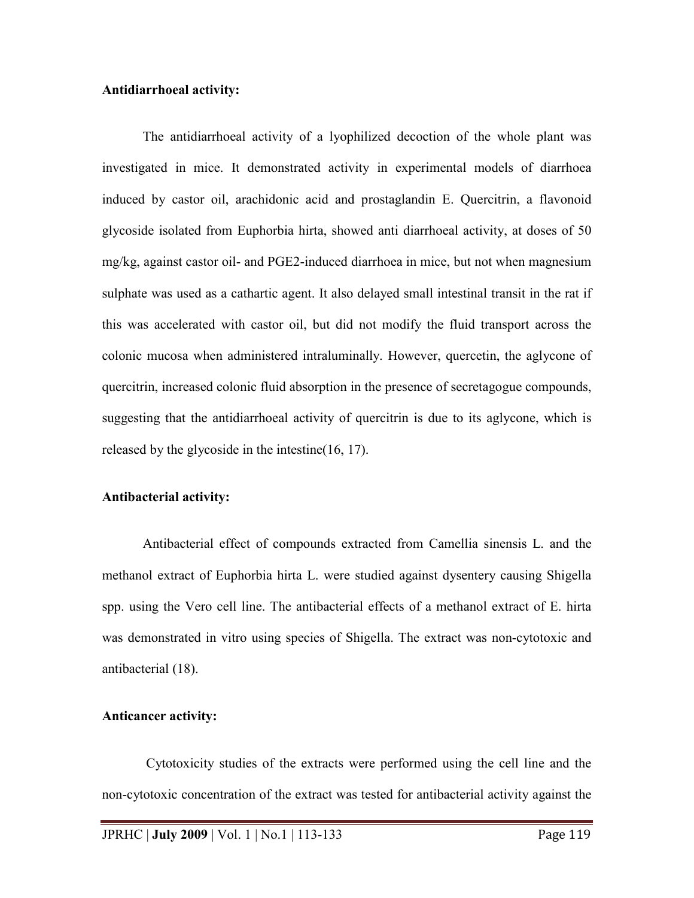**Antidiarrhoeal activity:**

The antidiarrhoeal activity of a lyophilized decoction of the whole plant was investigated in mice. It demonstrated activity in experimental models of diarrhoea induced by castor oil, arachidonic acid and prostaglandin E. Quercitrin, a flavonoid glycoside isolated from Euphorbia hirta, showed anti diarrhoeal activity, at doses of 50 mg/kg, against castor oil- and PGE2-induced diarrhoea in mice, but not when magnesium sulphate was used as a cathartic agent. It also delayed small intestinal transit in the rat if this was accelerated with castor oil, but did not modify the fluid transport across the colonic mucosa when administered intraluminally. However, quercetin, the aglycone of quercitrin, increased colonic fluid absorption in the presence of secretagogue compounds, suggesting that the antidiarrhoeal activity of quercitrin is due to its aglycone, which is released by the glycoside in the intestine(16, 17).

**Antibacterial activity:**

Antibacterial effect of compounds extracted from Camellia sinensis L. and the methanol extract of Euphorbia hirta L. were studied against dysentery causing Shigella spp. using the Vero cell line. The antibacterial effects of a methanol extract of E. hirta was demonstrated in vitro using species of Shigella. The extract was non-cytotoxic and antibacterial (18).

**Anticancer activity:**

Cytotoxicity studies of the extracts were performed using the cell line and the non-cytotoxic concentration of the extract was tested for antibacterial activity against the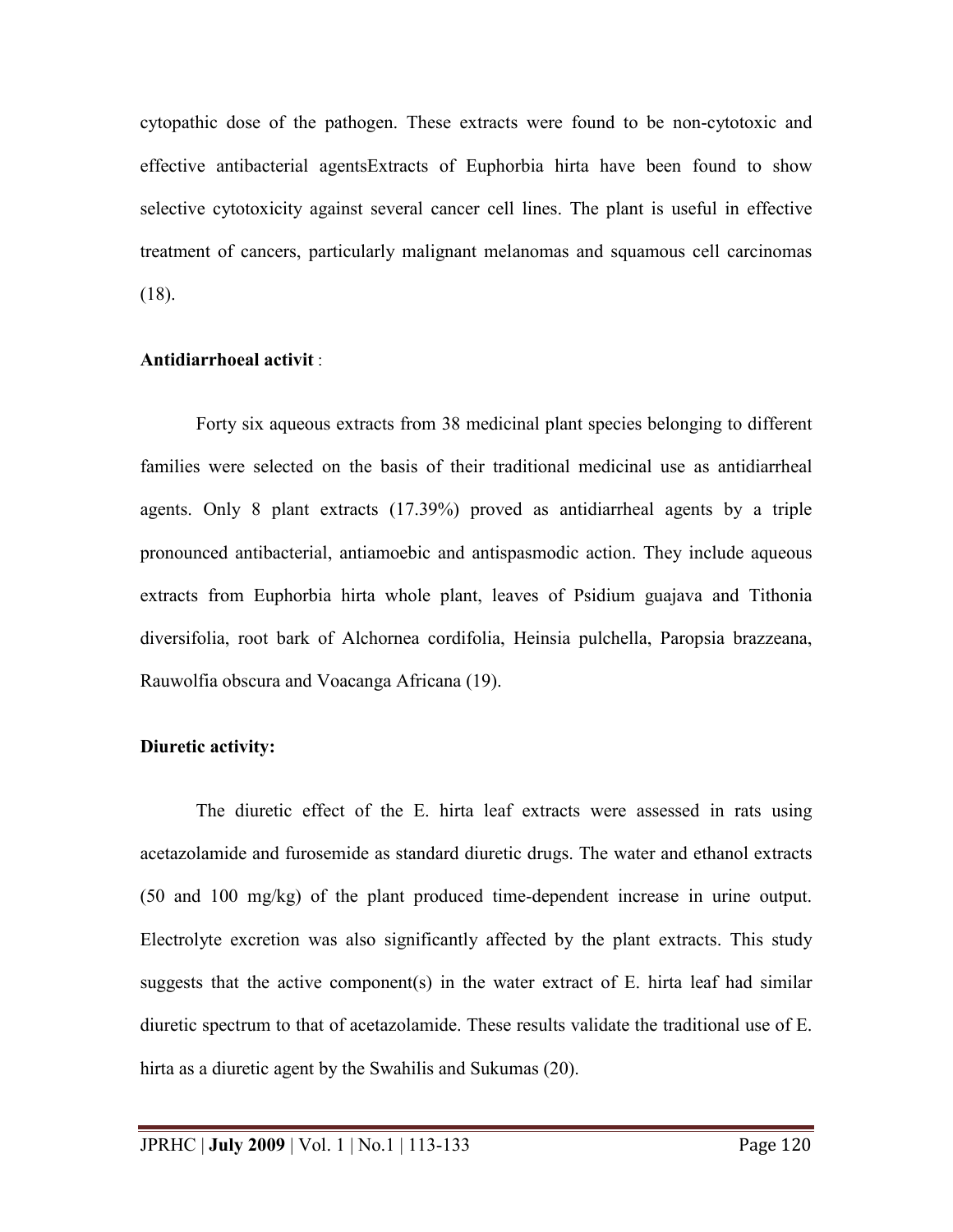cytopathic dose of the pathogen. These extracts were found to be non-cytotoxic and effective antibacterial agentsExtracts of Euphorbia hirta have been found to show selective cytotoxicity against several cancer cell lines. The plant is useful in effective treatment of cancers, particularly malignant melanomas and squamous cell carcinomas (18).

**Antidiarrhoeal activit** :

Forty six aqueous extracts from 38 medicinal plant species belonging to different families were selected on the basis of their traditional medicinal use as antidiarrheal agents. Only 8 plant extracts (17.39%) proved as antidiarrheal agents by a triple pronounced antibacterial, antiamoebic and antispasmodic action. They include aqueous extracts from Euphorbia hirta whole plant, leaves of Psidium guajava and Tithonia diversifolia, root bark of Alchornea cordifolia, Heinsia pulchella, Paropsia brazzeana, Rauwolfia obscura and Voacanga Africana (19).

**Diuretic activity:**

The diuretic effect of the E. hirta leaf extracts were assessed in rats using acetazolamide and furosemide as standard diuretic drugs. The water and ethanol extracts (50 and 100 mg/kg) of the plant produced time-dependent increase in urine output. Electrolyte excretion was also significantly affected by the plant extracts. This study suggests that the active component(s) in the water extract of E. hirta leaf had similar diuretic spectrum to that of acetazolamide. These results validate the traditional use of E. hirta as a diuretic agent by the Swahilis and Sukumas (20).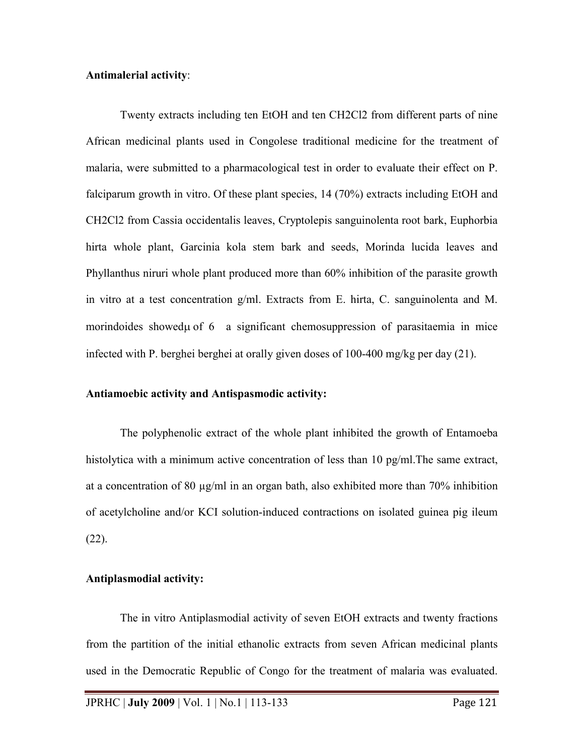**Antimalerial activity**:

Twenty extracts including ten EtOH and ten $CH_2Cl_2$ from different parts of nine African medicinal plants used in Congolese traditional medicine for the treatment of malaria, were submitted to a pharmacological test in order to evaluate their effect on P. falciparum growth in vitro. Of these plant species, 14 (70%) extracts including EtOH and $CH_2Cl_2$ from Cassia occidentalis leaves, Cryptolepis sanguinolenta root bark, Euphorbia hirta whole plant, Garcinia kola stem bark and seeds, Morinda lucida leaves and Phyllanthus niruri whole plant produced more than 60% inhibition of the parasite growth in vitro at a test concentration g/ml. Extracts from E. hirta, C. sanguinolenta and M. morindoides showedμ of 6  a significant chemosuppression of parasitaemia in mice infected with P. berghei berghei at orally given doses of 100-400 mg/kg per day (21).

**Antiamoebic activity and Antispasmodic activity:**

The polyphenolic extract of the whole plant inhibited the growth of Entamoeba histolytica with a minimum active concentration of less than 10 pg/ml.The same extract, at a concentration of 80 μg/ml in an organ bath, also exhibited more than 70% inhibition of acetylcholine and/or KCI solution-induced contractions on isolated guinea pig ileum (22).

**Antiplasmodial activity:**

The in vitro Antiplasmodial activity of seven EtOH extracts and twenty fractions from the partition of the initial ethanolic extracts from seven African medicinal plants used in the Democratic Republic of Congo for the treatment of malaria was evaluated.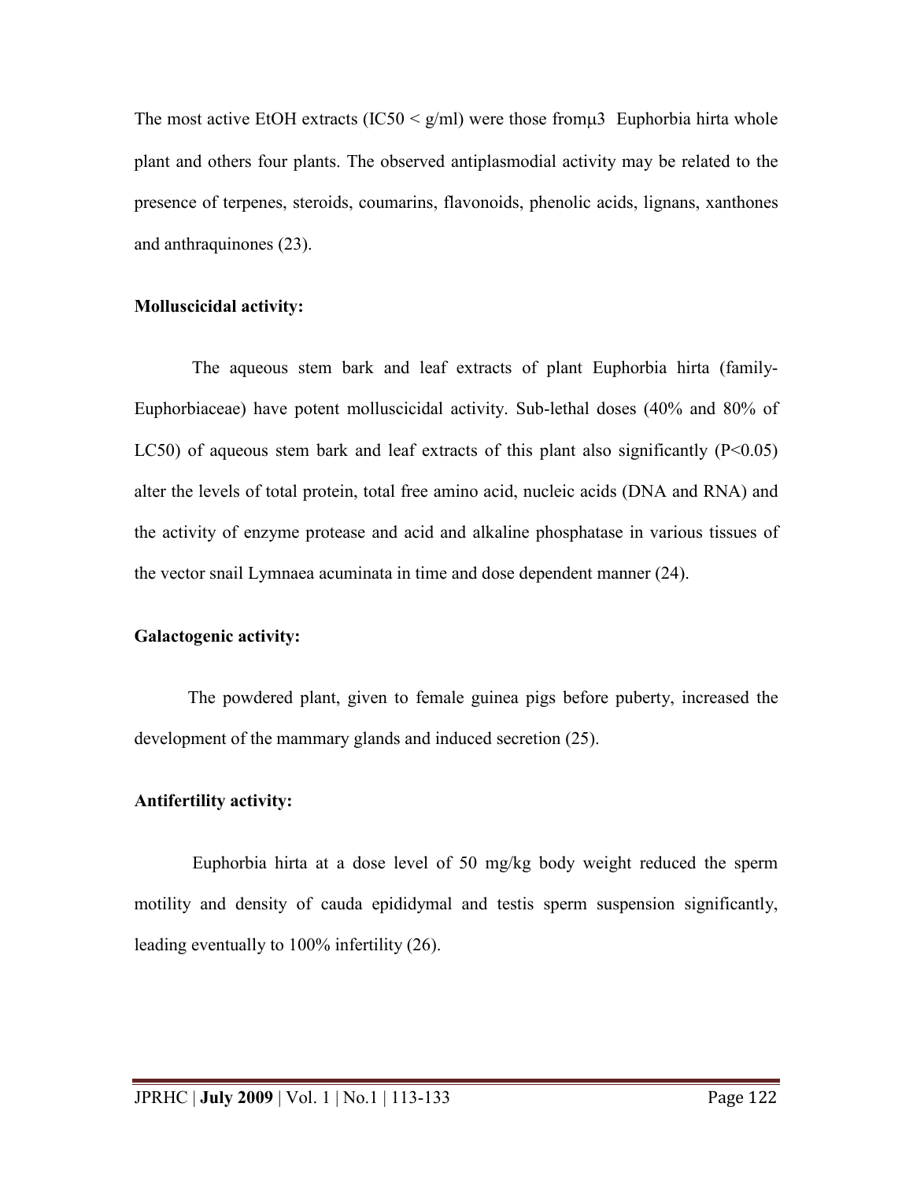The most active EtOH extracts (IC50 < g/ml) were those fromµ3 Euphorbia hirta whole plant and others four plants. The observed antiplasmodial activity may be related to the presence of terpenes, steroids, coumarins, flavonoids, phenolic acids, lignans, xanthones and anthraquinones (23).

**Molluscicidal activity:**

The aqueous stem bark and leaf extracts of plant Euphorbia hirta (family- Euphorbiaceae) have potent molluscicidal activity. Sub-lethal doses (40% and 80% of LC50) of aqueous stem bark and leaf extracts of this plant also significantly ($P<0.05$) alter the levels of total protein, total free amino acid, nucleic acids (DNA and RNA) and the activity of enzyme protease and acid and alkaline phosphatase in various tissues of the vector snail Lymnaea acuminata in time and dose dependent manner (24).

**Galactogenic activity:**

The powdered plant, given to female guinea pigs before puberty, increased the development of the mammary glands and induced secretion (25).

**Antifertility activity:**

Euphorbia hirta at a dose level of 50 mg/kg body weight reduced the sperm motility and density of cauda epididymal and testis sperm suspension significantly, leading eventually to 100% infertility (26).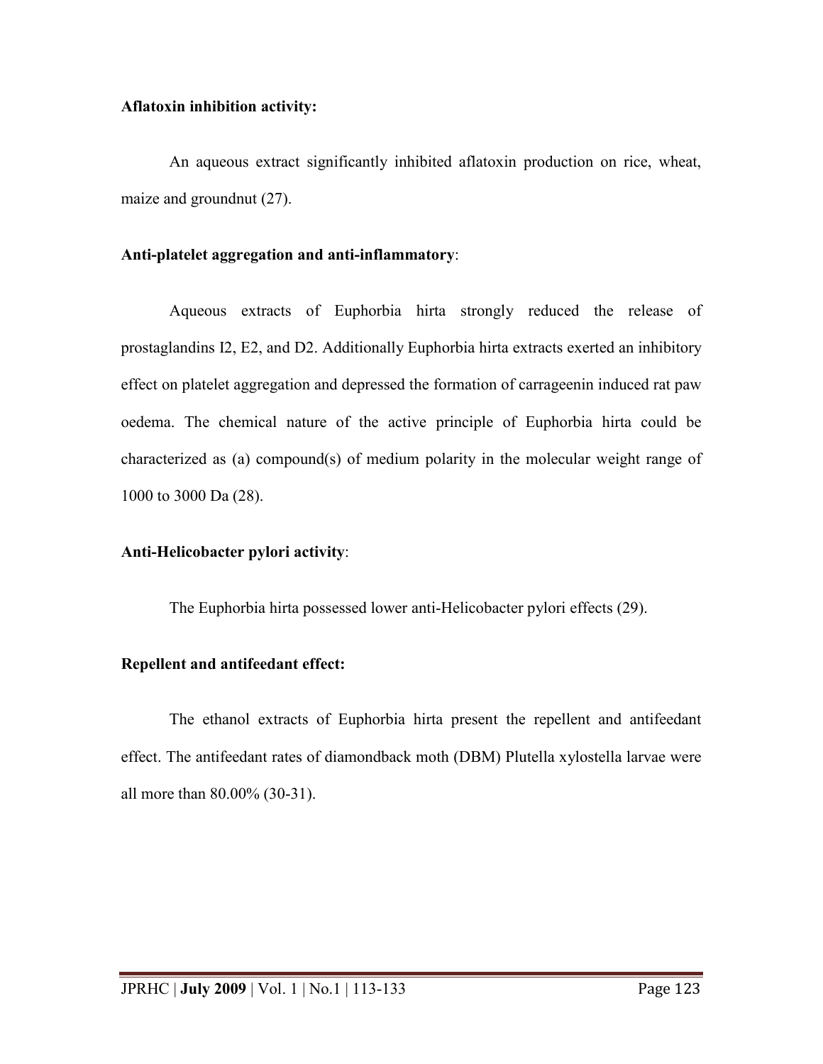**Aflatoxin inhibition activity:**

An aqueous extract significantly inhibited aflatoxin production on rice, wheat, maize and groundnut (27).

**Anti-platelet aggregation and anti-inflammatory**:

Aqueous extracts of Euphorbia hirta strongly reduced the release of prostaglandins I2, E2, and D2. Additionally Euphorbia hirta extracts exerted an inhibitory effect on platelet aggregation and depressed the formation of carrageenin induced rat paw oedema. The chemical nature of the active principle of Euphorbia hirta could be characterized as (a) compound(s) of medium polarity in the molecular weight range of 1000 to 3000 Da (28).

**Anti-Helicobacter pylori activity**:

The Euphorbia hirta possessed lower anti-Helicobacter pylori effects (29).

**Repellent and antifeedant effect:**

The ethanol extracts of Euphorbia hirta present the repellent and antifeedant effect. The antifeedant rates of diamondback moth (DBM) Plutella xylostella larvae were all more than 80.00% (30-31).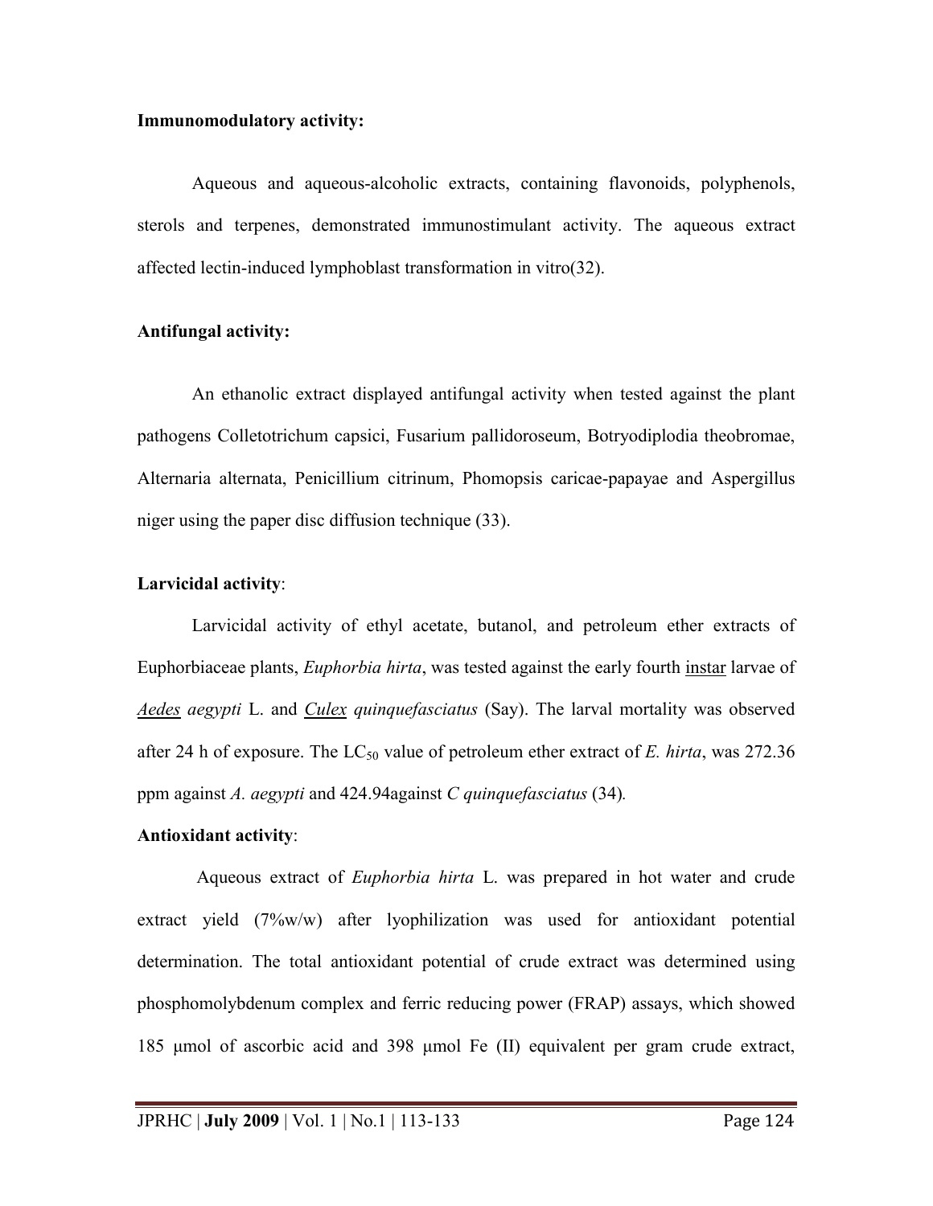**Immunomodulatory activity:**

Aqueous and aqueous-alcoholic extracts, containing flavonoids, polyphenols, sterols and terpenes, demonstrated immunostimulant activity. The aqueous extract affected lectin-induced lymphoblast transformation in vitro(32).

**Antifungal activity:**

An ethanolic extract displayed antifungal activity when tested against the plant pathogens Colletotrichum capsici, Fusarium pallidoroseum, Botryodiplodia theobromae, Alternaria alternata, Penicillium citrinum, Phomopsis caricae-papayae and Aspergillus niger using the paper disc diffusion technique (33).

**Larvicidal activity**:

Larvicidal activity of ethyl acetate, butanol, and petroleum ether extracts of Euphorbiaceae plants, *Euphorbia hirta*, was tested against the early fourth instar larvae of *Aedes aegypti* L. and *Culex quinquefasciatus* (Say). The larval mortality was observed after 24 h of exposure. The $LC_{50}$ value of petroleum ether extract of *E. hirta*, was 272.36 ppm against *A. aegypti* and 424.94against *C quinquefasciatus* (34).

**Antioxidant activity**:

Aqueous extract of *Euphorbia hirta* L. was prepared in hot water and crude extract yield (7%w/w) after lyophilization was used for antioxidant potential determination. The total antioxidant potential of crude extract was determined using phosphomolybdenum complex and ferric reducing power (FRAP) assays, which showed 185 μmol of ascorbic acid and 398 μmol Fe (II) equivalent per gram crude extract,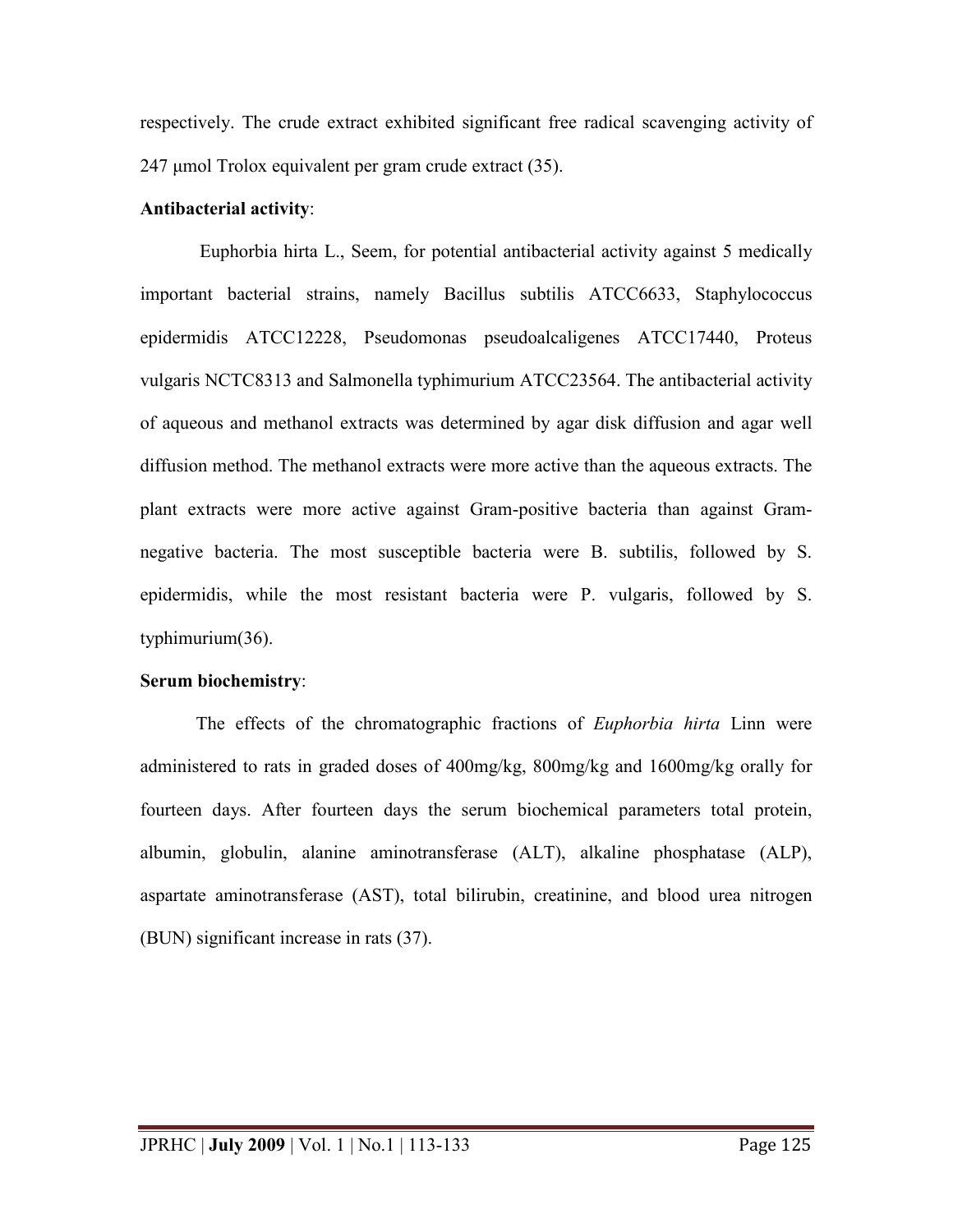respectively. The crude extract exhibited significant free radical scavenging activity of 247 μmol Trolox equivalent per gram crude extract (35).

**Antibacterial activity**:

Euphorbia hirta L., Seem, for potential antibacterial activity against 5 medically important bacterial strains, namely Bacillus subtilis ATCC6633, Staphylococcus epidermidis ATCC12228, Pseudomonas pseudoalcaligenes ATCC17440, Proteus vulgaris NCTC8313 and Salmonella typhimurium ATCC23564. The antibacterial activity of aqueous and methanol extracts was determined by agar disk diffusion and agar well diffusion method. The methanol extracts were more active than the aqueous extracts. The plant extracts were more active against Gram-positive bacteria than against Gram-negative bacteria. The most susceptible bacteria were B. subtilis, followed by S. epidermidis, while the most resistant bacteria were P. vulgaris, followed by S. typhimurium(36).

**Serum biochemistry**:

The effects of the chromatographic fractions of *Euphorbia hirta* Linn were administered to rats in graded doses of 400mg/kg, 800mg/kg and 1600mg/kg orally for fourteen days. After fourteen days the serum biochemical parameters total protein, albumin, globulin, alanine aminotransferase (ALT), alkaline phosphatase (ALP), aspartate aminotransferase (AST), total bilirubin, creatinine, and blood urea nitrogen (BUN) significant increase in rats (37).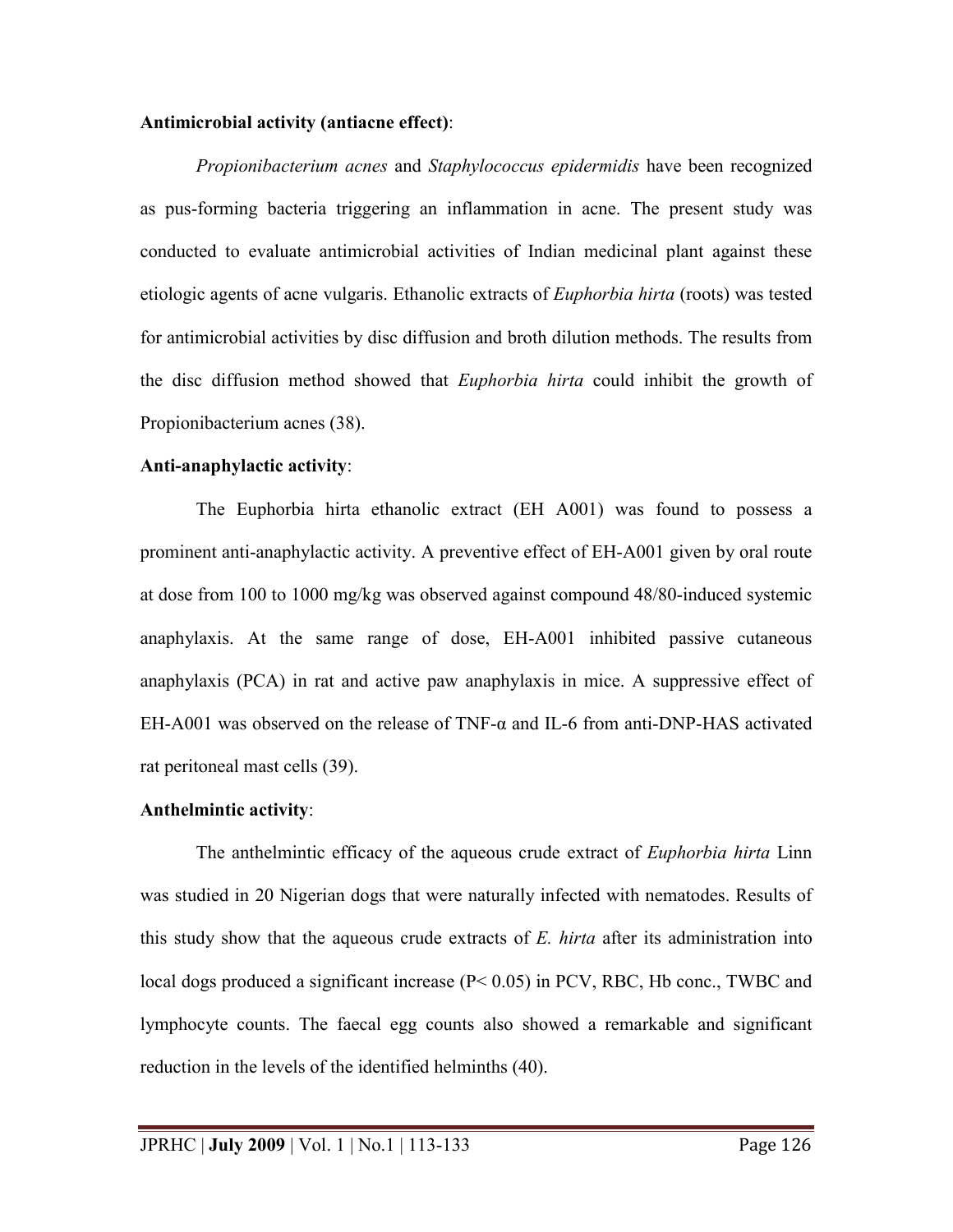**Antimicrobial activity (antiacne effect)**:

*Propionibacterium acnes* and *Staphylococcus epidermidis* have been recognized as pus-forming bacteria triggering an inflammation in acne. The present study was conducted to evaluate antimicrobial activities of Indian medicinal plant against these etiologic agents of acne vulgaris. Ethanolic extracts of *Euphorbia hirta* (roots) was tested for antimicrobial activities by disc diffusion and broth dilution methods. The results from the disc diffusion method showed that *Euphorbia hirta* could inhibit the growth of Propionibacterium acnes (38).

**Anti-anaphylactic activity**:

The Euphorbia hirta ethanolic extract (EH A001) was found to possess a prominent anti-anaphylactic activity. A preventive effect of EH-A001 given by oral route at dose from 100 to 1000 mg/kg was observed against compound 48/80-induced systemic anaphylaxis. At the same range of dose, EH-A001 inhibited passive cutaneous anaphylaxis (PCA) in rat and active paw anaphylaxis in mice. A suppressive effect of EH-A001 was observed on the release of TNF-α and IL-6 from anti-DNP-HAS activated rat peritoneal mast cells (39).

**Anthelmintic activity**:

The anthelmintic efficacy of the aqueous crude extract of *Euphorbia hirta* Linn was studied in 20 Nigerian dogs that were naturally infected with nematodes. Results of this study show that the aqueous crude extracts of *E. hirta* after its administration into local dogs produced a significant increase ($P < 0.05$) in PCV, RBC, Hb conc., TWBC and lymphocyte counts. The faecal egg counts also showed a remarkable and significant reduction in the levels of the identified helminths (40).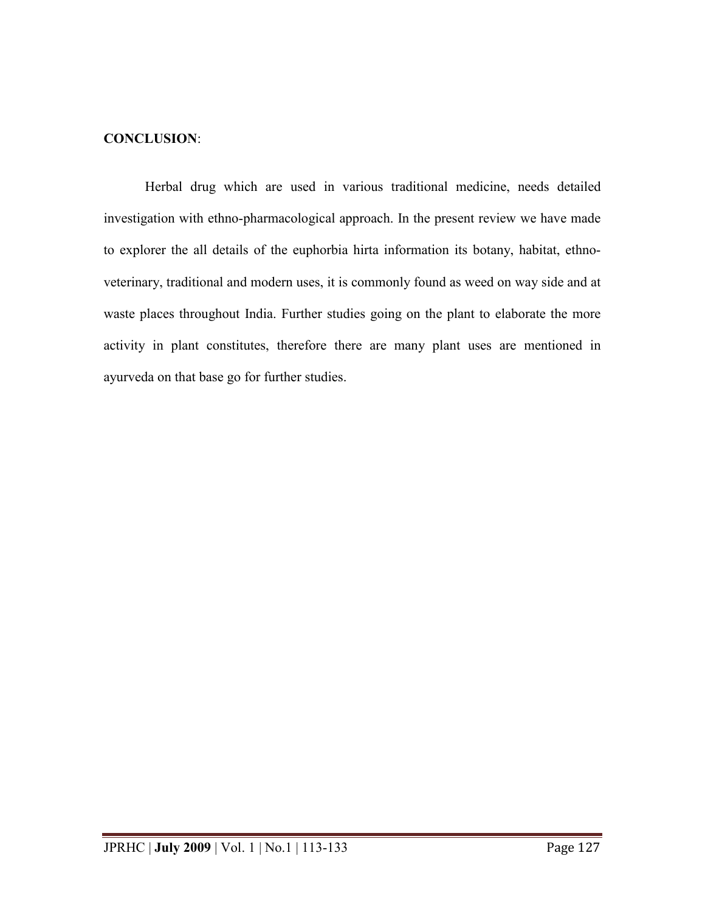**CONCLUSION**:

Herbal drug which are used in various traditional medicine, needs detailed investigation with ethno-pharmacological approach. In the present review we have made to explorer the all details of the euphorbia hirta information its botany, habitat, ethno-veterinary, traditional and modern uses, it is commonly found as weed on way side and at waste places throughout India. Further studies going on the plant to elaborate the more activity in plant constitutes, therefore there are many plant uses are mentioned in ayurveda on that base go for further studies.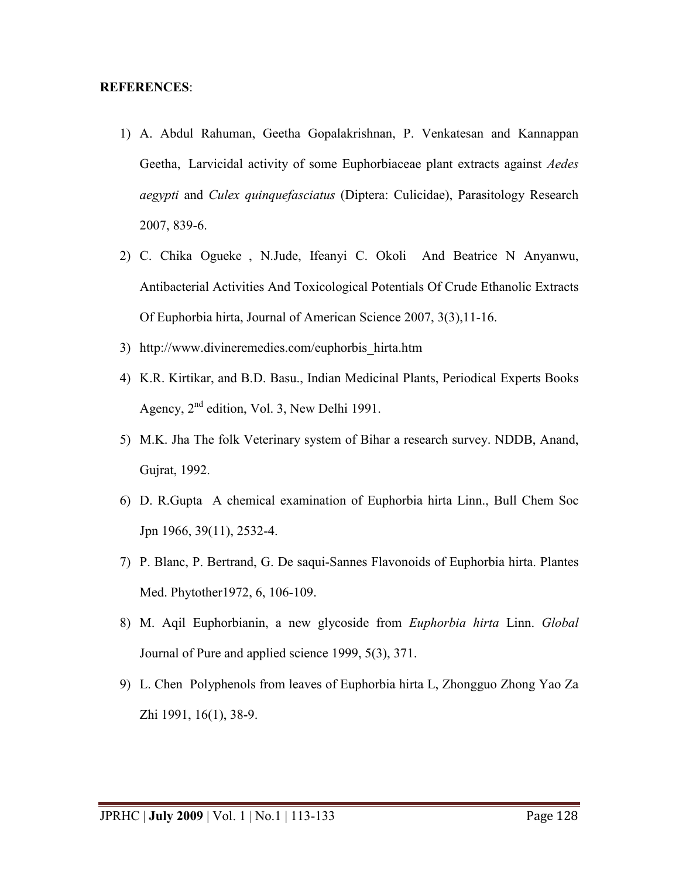**REFERENCES**:

1) A. Abdul Rahuman, Geetha Gopalakrishnan, P. Venkatesan and Kannappan Geetha, Larvicidal activity of some Euphorbiaceae plant extracts against *Aedes aegypti* and *Culex quinquefasciatus* (Diptera: Culicidae), Parasitology Research 2007, 839-6.
2) C. Chika Ogueke , N.Jude, Ifeanyi C. Okoli And Beatrice N Anyanwu, Antibacterial Activities And Toxicological Potentials Of Crude Ethanolic Extracts Of Euphorbia hirta, Journal of American Science 2007, 3(3),11-16.
3) http://www.divineremedies.com/euphorbis_hirta.htm
4) K.R. Kirtikar, and B.D. Basu., Indian Medicinal Plants, Periodical Experts Books Agency, 2nd edition, Vol. 3, New Delhi 1991.
5) M.K. Jha The folk Veterinary system of Bihar a research survey. NDDB, Anand, Gujrat, 1992.
6) D. R.Gupta A chemical examination of Euphorbia hirta Linn., Bull Chem Soc Jpn 1966, 39(11), 2532-4.
7) P. Blanc, P. Bertrand, G. De saqui-Sannes Flavonoids of Euphorbia hirta. Plantes Med. Phytother1972, 6, 106-109.
8) M. Aqil Euphorbianin, a new glycoside from *Euphorbia hirta* Linn. *Global* Journal of Pure and applied science 1999, 5(3), 371.
9) L. Chen Polyphenols from leaves of Euphorbia hirta L, Zhongguo Zhong Yao Za Zhi 1991, 16(1), 38-9.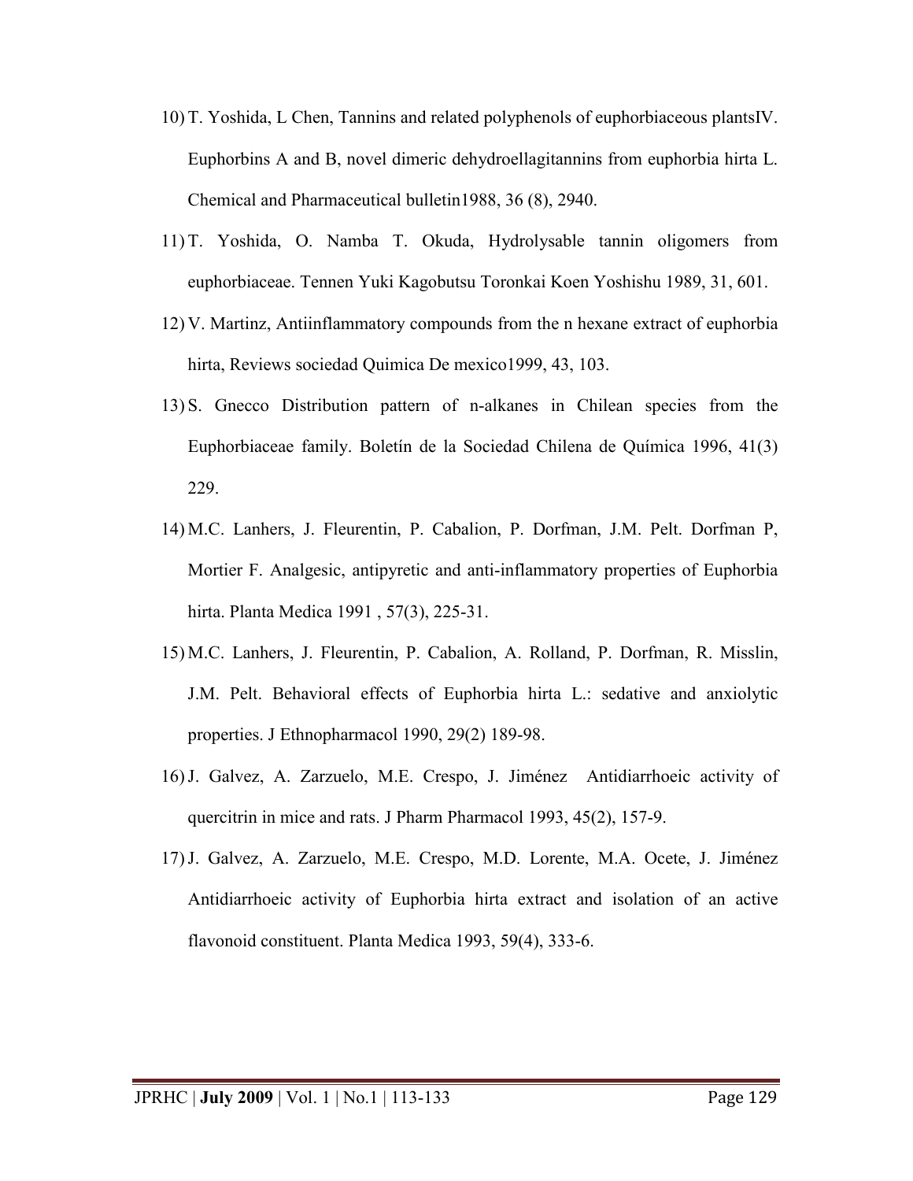10) T. Yoshida, L Chen, Tannins and related polyphenols of euphorbiaceous plantsIV. Euphorbins A and B, novel dimeric dehydroellagitannins from euphorbia hirta L. Chemical and Pharmaceutical bulletin1988, 36 (8), 2940.

11) T. Yoshida, O. Namba T. Okuda, Hydrolysable tannin oligomers from euphorbiaceae. Tennen Yuki Kagobutsu Toronkai Koen Yoshishu 1989, 31, 601.

12) V. Martinz, Antiinflammatory compounds from the n hexane extract of euphorbia hirta, Reviews sociedad Quimica De mexico1999, 43, 103.

13) S. Gnecco Distribution pattern of n-alkanes in Chilean species from the Euphorbiaceae family. Boletín de la Sociedad Chilena de Química 1996, 41(3) 229.

14) M.C. Lanhers, J. Fleurentin, P. Cabalion, P. Dorfman, J.M. Pelt. Dorfman P, Mortier F. Analgesic, antipyretic and anti-inflammatory properties of Euphorbia hirta. Planta Medica 1991 , 57(3), 225-31.

15) M.C. Lanhers, J. Fleurentin, P. Cabalion, A. Rolland, P. Dorfman, R. Misslin, J.M. Pelt. Behavioral effects of Euphorbia hirta L.: sedative and anxiolytic properties. J Ethnopharmacol 1990, 29(2) 189-98.

16) J. Galvez, A. Zarzuelo, M.E. Crespo, J. Jiménez Antidiarrhoeic activity of quercitrin in mice and rats. J Pharm Pharmacol 1993, 45(2), 157-9.

17) J. Galvez, A. Zarzuelo, M.E. Crespo, M.D. Lorente, M.A. Ocete, J. Jiménez Antidiarrhoeic activity of Euphorbia hirta extract and isolation of an active flavonoid constituent. Planta Medica 1993, 59(4), 333-6.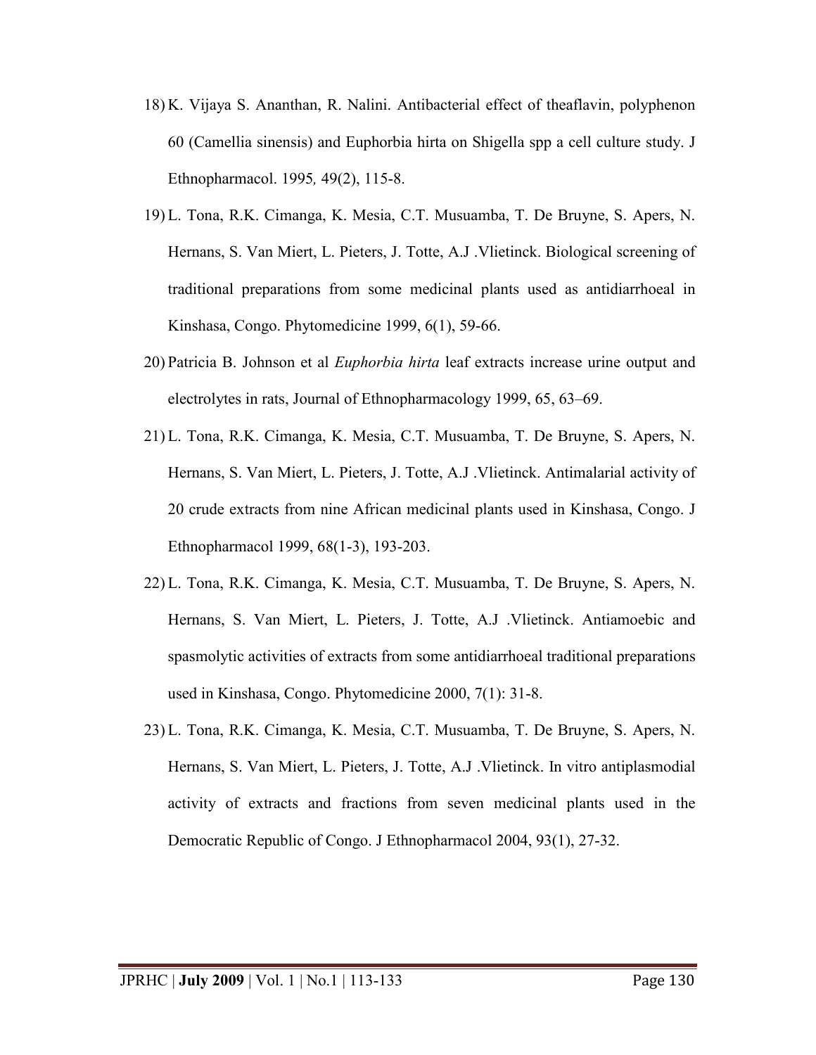18) K. Vijaya S. Ananthan, R. Nalini. Antibacterial effect of theaflavin, polyphenon 60 (Camellia sinensis) and Euphorbia hirta on Shigella spp a cell culture study. J Ethnopharmacol. 1995*,* 49(2), 115-8.

19) L. Tona, R.K. Cimanga, K. Mesia, C.T. Musuamba, T. De Bruyne, S. Apers, N. Hernans, S. Van Miert, L. Pieters, J. Totte, A.J .Vlietinck. Biological screening of traditional preparations from some medicinal plants used as antidiarrhoeal in Kinshasa, Congo. Phytomedicine 1999, 6(1), 59-66.

20) Patricia B. Johnson et al *Euphorbia hirta* leaf extracts increase urine output and electrolytes in rats, Journal of Ethnopharmacology 1999, 65, 63–69.

21) L. Tona, R.K. Cimanga, K. Mesia, C.T. Musuamba, T. De Bruyne, S. Apers, N. Hernans, S. Van Miert, L. Pieters, J. Totte, A.J .Vlietinck. Antimalarial activity of 20 crude extracts from nine African medicinal plants used in Kinshasa, Congo. J Ethnopharmacol 1999, 68(1-3), 193-203.

22) L. Tona, R.K. Cimanga, K. Mesia, C.T. Musuamba, T. De Bruyne, S. Apers, N. Hernans, S. Van Miert, L. Pieters, J. Totte, A.J .Vlietinck. Antiamoebic and spasmolytic activities of extracts from some antidiarrhoeal traditional preparations used in Kinshasa, Congo. Phytomedicine 2000, 7(1): 31-8.

23) L. Tona, R.K. Cimanga, K. Mesia, C.T. Musuamba, T. De Bruyne, S. Apers, N. Hernans, S. Van Miert, L. Pieters, J. Totte, A.J .Vlietinck. In vitro antiplasmodial activity of extracts and fractions from seven medicinal plants used in the Democratic Republic of Congo. J Ethnopharmacol 2004, 93(1), 27-32.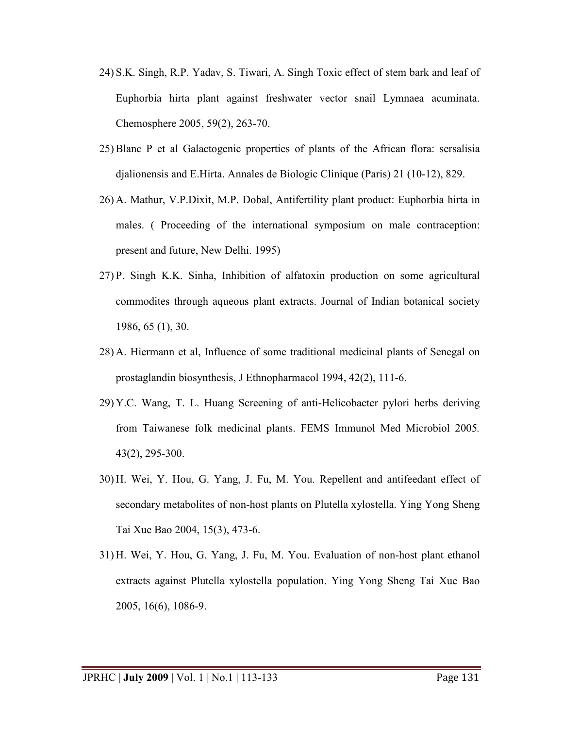24) S.K. Singh, R.P. Yadav, S. Tiwari, A. Singh Toxic effect of stem bark and leaf of Euphorbia hirta plant against freshwater vector snail Lymnaea acuminata. Chemosphere 2005, 59(2), 263-70.

25) Blanc P et al Galactogenic properties of plants of the African flora: sersalisia djalionensis and E.Hirta. Annales de Biologic Clinique (Paris) 21 (10-12), 829.

26) A. Mathur, V.P.Dixit, M.P. Dobal, Antifertility plant product: Euphorbia hirta in males. ( Proceeding of the international symposium on male contraception: present and future, New Delhi. 1995)

27) P. Singh K.K. Sinha, Inhibition of alfatoxin production on some agricultural commodites through aqueous plant extracts. Journal of Indian botanical society 1986, 65 (1), 30.

28) A. Hiermann et al, Influence of some traditional medicinal plants of Senegal on prostaglandin biosynthesis, J Ethnopharmacol 1994, 42(2), 111-6.

29) Y.C. Wang, T. L. Huang Screening of anti-Helicobacter pylori herbs deriving from Taiwanese folk medicinal plants. FEMS Immunol Med Microbiol 2005. 43(2), 295-300.

30) H. Wei, Y. Hou, G. Yang, J. Fu, M. You. Repellent and antifeedant effect of secondary metabolites of non-host plants on Plutella xylostella. Ying Yong Sheng Tai Xue Bao 2004, 15(3), 473-6.

31) H. Wei, Y. Hou, G. Yang, J. Fu, M. You. Evaluation of non-host plant ethanol extracts against Plutella xylostella population. Ying Yong Sheng Tai Xue Bao 2005, 16(6), 1086-9.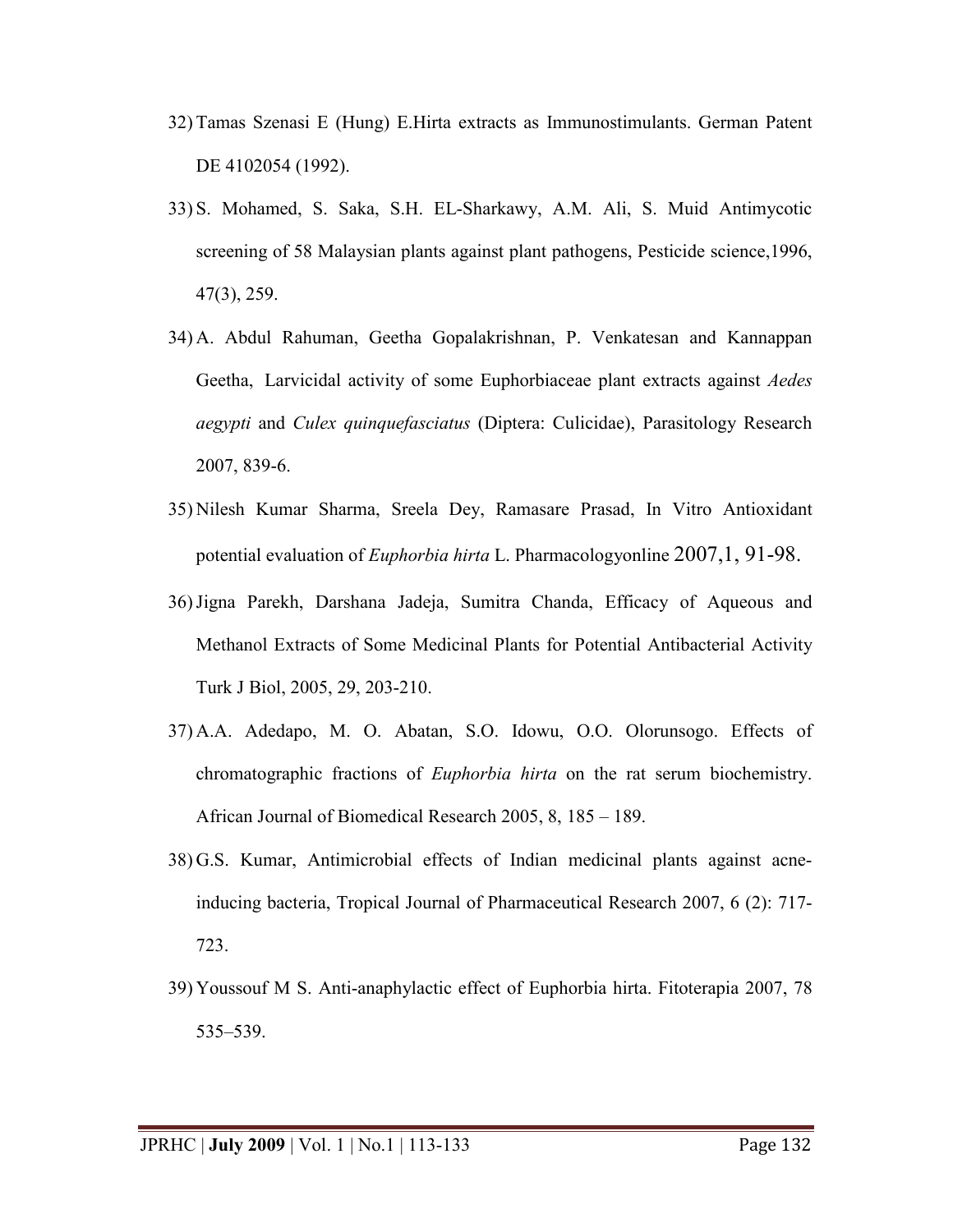32) Tamas Szenasi E (Hung) E.Hirta extracts as Immunostimulants. German Patent DE 4102054 (1992).

33) S. Mohamed, S. Saka, S.H. EL-Sharkawy, A.M. Ali, S. Muid Antimycotic screening of 58 Malaysian plants against plant pathogens, Pesticide science,1996, 47(3), 259.

34) A. Abdul Rahuman, Geetha Gopalakrishnan, P. Venkatesan and Kannappan Geetha, Larvicidal activity of some Euphorbiaceae plant extracts against *Aedes aegypti* and *Culex quinquefasciatus* (Diptera: Culicidae), Parasitology Research 2007, 839-6.

35) Nilesh Kumar Sharma, Sreela Dey, Ramasare Prasad, In Vitro Antioxidant potential evaluation of *Euphorbia hirta* L. Pharmacologyonline 2007,1, 91-98.

36) Jigna Parekh, Darshana Jadeja, Sumitra Chanda, Efficacy of Aqueous and Methanol Extracts of Some Medicinal Plants for Potential Antibacterial Activity Turk J Biol, 2005, 29, 203-210.

37) A.A. Adedapo, M. O. Abatan, S.O. Idowu, O.O. Olorunsogo. Effects of chromatographic fractions of *Euphorbia hirta* on the rat serum biochemistry. African Journal of Biomedical Research 2005, 8, 185 – 189.

38) G.S. Kumar, Antimicrobial effects of Indian medicinal plants against acne-inducing bacteria, Tropical Journal of Pharmaceutical Research 2007, 6 (2): 717-723.

39) Youssouf M S. Anti-anaphylactic effect of Euphorbia hirta. Fitoterapia 2007, 78 535–539.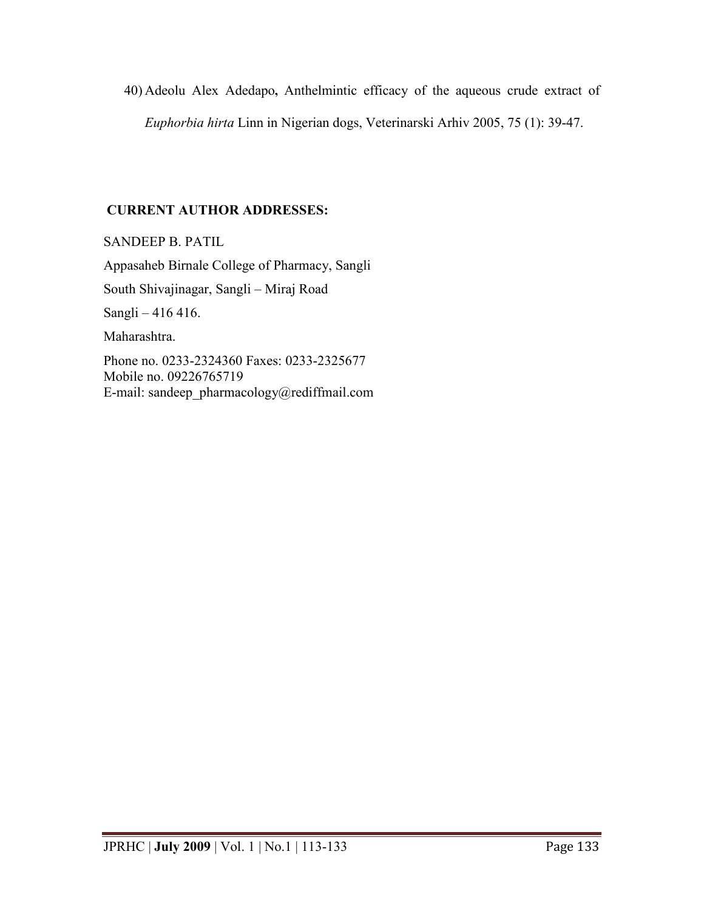40) Adeolu Alex Adedapo, Anthelmintic efficacy of the aqueous crude extract of *Euphorbia hirta* Linn in Nigerian dogs, Veterinarski Arhiv 2005, 75 (1): 39-47.

**CURRENT AUTHOR ADDRESSES:**

SANDEEP B. PATIL

Appasaheb Birnale College of Pharmacy, Sangli

South Shivajinagar, Sangli – Miraj Road

Sangli – 416 416.

Maharashtra.

Phone no. 0233-2324360 Faxes: 0233-2325677
Mobile no. 09226765719
E-mail: sandeep_pharmacology@rediffmail.com